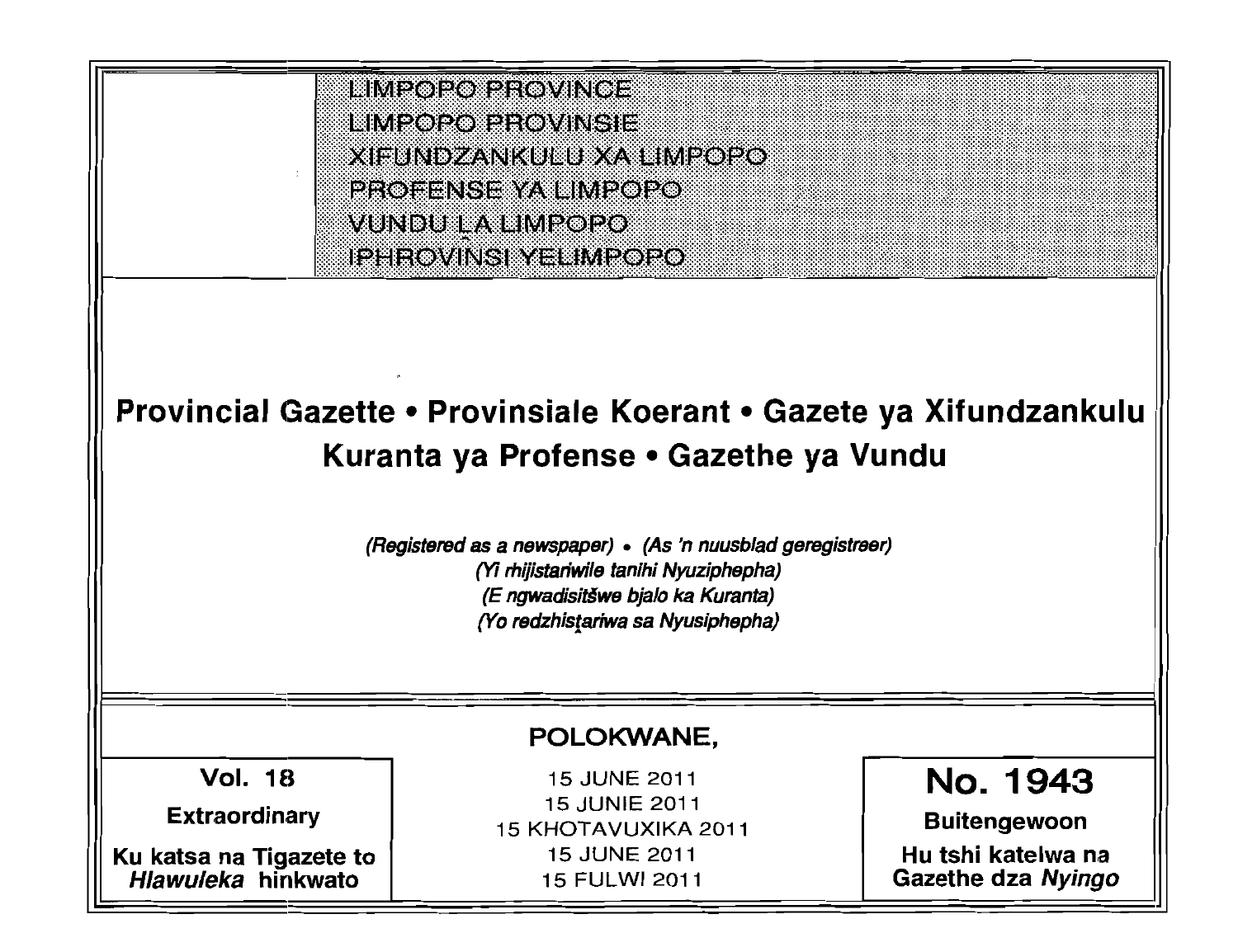LIMPOPO PROVINCE
LIMPOPO PROVINSIE
XIFUNDZANKULU XA LIMPOPO
PROFENSE YA LIMPOPO
VUNDU LA LIMPOPO
IPHROVINSI YELIMPOPO

# Provincial Gazette • Provinsiale Koerant • Gazete ya Xifundzankulu Kuranta ya Profense • Gazethe ya Vundu

*(Registered as a newspaper)* • *(As 'n nuusblad geregistreer)*
*(Yi rhijistariwile tanihi Nyuziphepha)*
*(E ngwadisitšwe bjalo ka Kuranta)*
*(Yo redzhistariwa sa Nyusiphepha)*

**POLOKWANE,**

| **Vol. 18** | 15 JUNE 2011 | **No. 1943** |
|---|---|---|
| **Extraordinary** | 15 JUNIE 2011 | **Buitengewoon** |
| **Ku katsa na Tigazete to *Hlawuleka* hinkwato** | 15 KHOTAVUXIKA 2011 | **Hu tshi katelwa na Gazethe dza *Nyingo*** |
| | 15 JUNE 2011 | |
| | 15 FULWI 2011 | |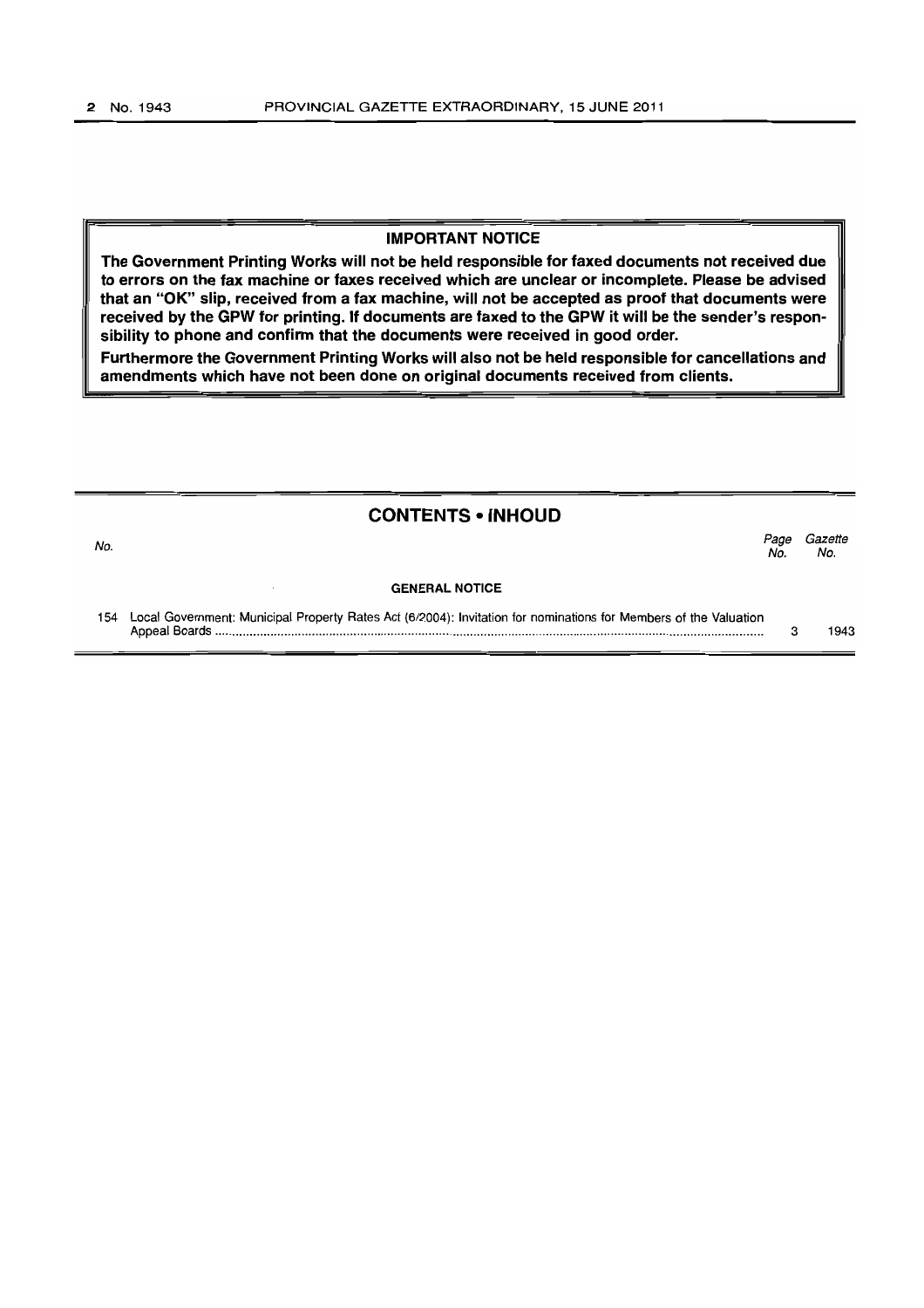**IMPORTANT NOTICE**

**The Government Printing Works will not be held responsible for faxed documents not received due to errors on the fax machine or faxes received which are unclear or incomplete. Please be advised that an "OK" slip, received from a fax machine, will not be accepted as proof that documents were received by the GPW for printing. If documents are faxed to the GPW it will be the sender's responsibility to phone and confirm that the documents were received in good order.**

**Furthermore the Government Printing Works will also not be held responsible for cancellations and amendments which have not been done on original documents received from clients.**

## CONTENTS • INHOUD

| *No.* | | *Page No.* | *Gazette No.* |
|---|---|---|---|
| | **GENERAL NOTICE** | | |
| 154 | Local Government: Municipal Property Rates Act (6/2004): Invitation for nominations for Members of the Valuation Appeal Boards | 3 | 1943 |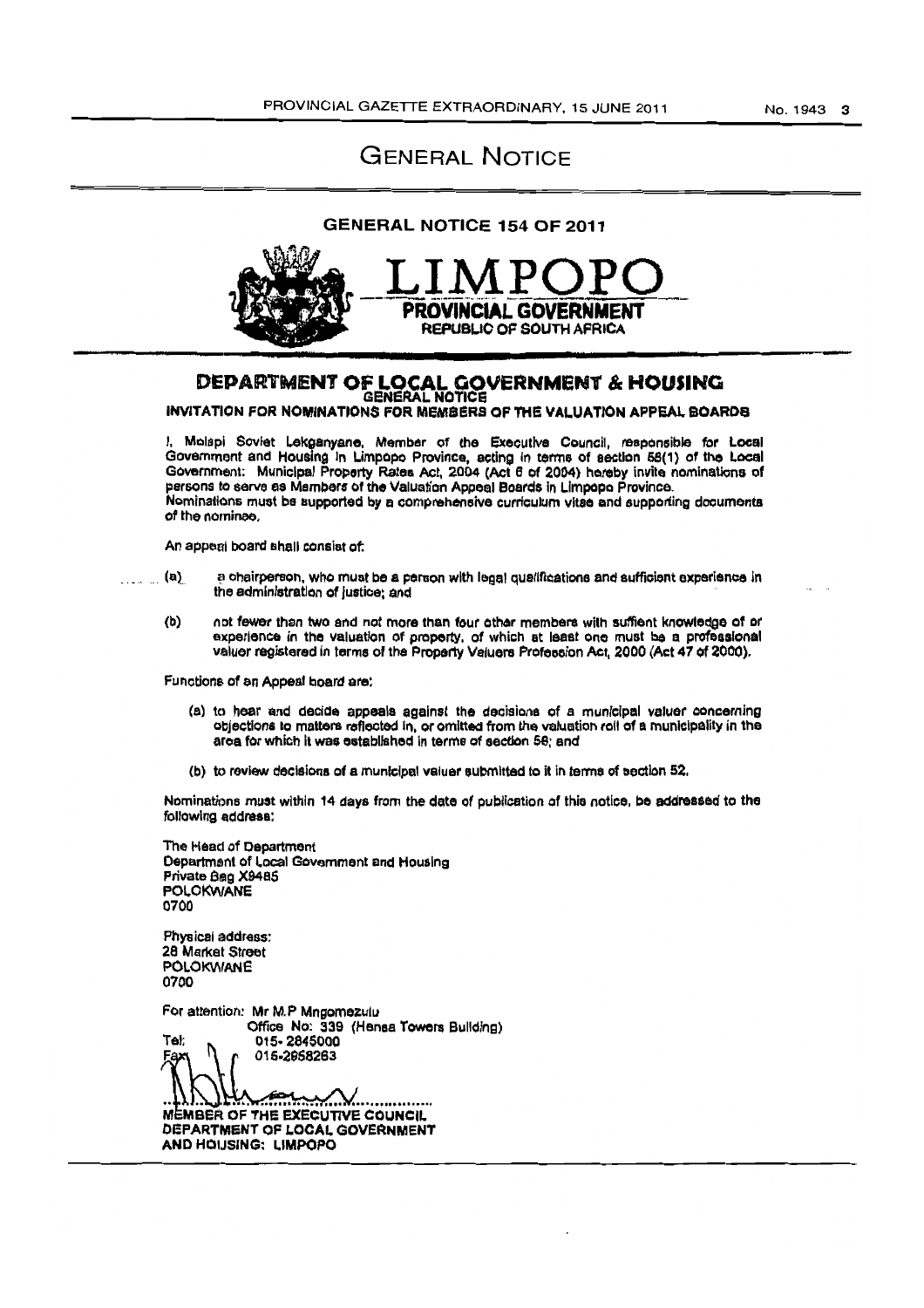# GENERAL NOTICE

## GENERAL NOTICE 154 OF 2011

**LIMPOPO**
**PROVINCIAL GOVERNMENT**
REPUBLIC OF SOUTH AFRICA

## DEPARTMENT OF LOCAL GOVERNMENT & HOUSING

**GENERAL NOTICE**

**INVITATION FOR NOMINATIONS FOR MEMBERS OF THE VALUATION APPEAL BOARDS**

I, Molapi Soviet Lekganyane, Member of the Executive Council, responsible for Local Government and Housing in Limpopo Province, acting in terms of section 58(1) of the Local Government: Municipal Property Rates Act, 2004 (Act 6 of 2004) hereby invite nominations of persons to serve as Members of the Valuation Appeal Boards in Limpopo Province.
Nominations must be supported by a comprehensive curriculum vitae and supporting documents of the nominee.

An appeal board shall consist of:

(a) a chairperson, who must be a person with legal qualifications and sufficient experience in the administration of justice; and

(b) not fewer than two and not more than four other members with suffient knowledge of or experience in the valuation of property, of which at least one must be a professional valuer registered in terms of the Property Valuers Profession Act, 2000 (Act 47 of 2000).

Functions of an Appeal board are:

(a) to hear and decide appeals against the decisions of a municipal valuer concerning objections to matters reflected in, or omitted from the valuation roll of a municipality in the area for which it was established in terms of section 56; and

(b) to review decisions of a municipal valuer submitted to it in terms of section 52.

Nominations must within 14 days from the date of publication of this notice, be addressed to the following address:

The Head of Department
Department of Local Government and Housing
Private Bag X9485
POLOKWANE
0700

Physical address:
28 Market Street
POLOKWANE
0700

For attention: Mr M.P Mngomezulu
Office No: 339 (Hensa Towers Building)
Tel: 015-2845000
Fax: 015-2958263

MEMBER OF THE EXECUTIVE COUNCIL
DEPARTMENT OF LOCAL GOVERNMENT
AND HOUSING: LIMPOPO